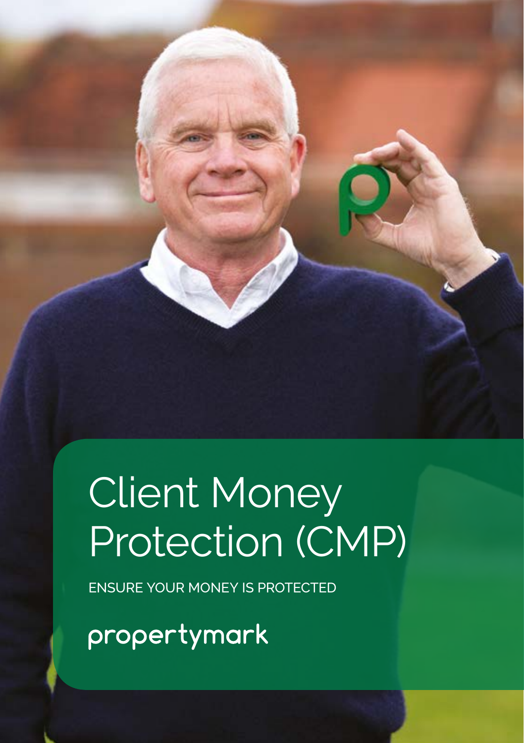# Client Money Protection (CMP)

ENSURE YOUR MONEY IS PROTECTED

propertymark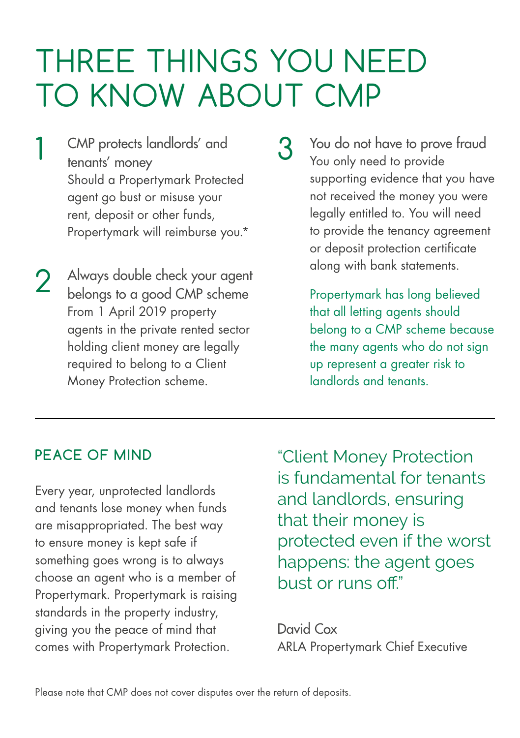# THREE THINGS YOU NEED TO KNOW ABOUT CMP

1. **CMP protects landlords' and tenants' money**
   Should a Propertymark Protected agent go bust or misuse your rent, deposit or other funds, Propertymark will reimburse you.*

2. **Always double check your agent belongs to a good CMP scheme**
   From 1 April 2019 property agents in the private rented sector holding client money are legally required to belong to a Client Money Protection scheme.

3. **You do not have to prove fraud**
   You only need to provide supporting evidence that you have not received the money you were legally entitled to. You will need to provide the tenancy agreement or deposit protection certificate along with bank statements.

Propertymark has long believed that all letting agents should belong to a CMP scheme because the many agents who do not sign up represent a greater risk to landlords and tenants.

---

## PEACE OF MIND

Every year, unprotected landlords and tenants lose money when funds are misappropriated. The best way to ensure money is kept safe if something goes wrong is to always choose an agent who is a member of Propertymark. Propertymark is raising standards in the property industry, giving you the peace of mind that comes with Propertymark Protection.

> "Client Money Protection is fundamental for tenants and landlords, ensuring that their money is protected even if the worst happens: the agent goes bust or runs off."
>
> David Cox
> ARLA Propertymark Chief Executive

Please note that CMP does not cover disputes over the return of deposits.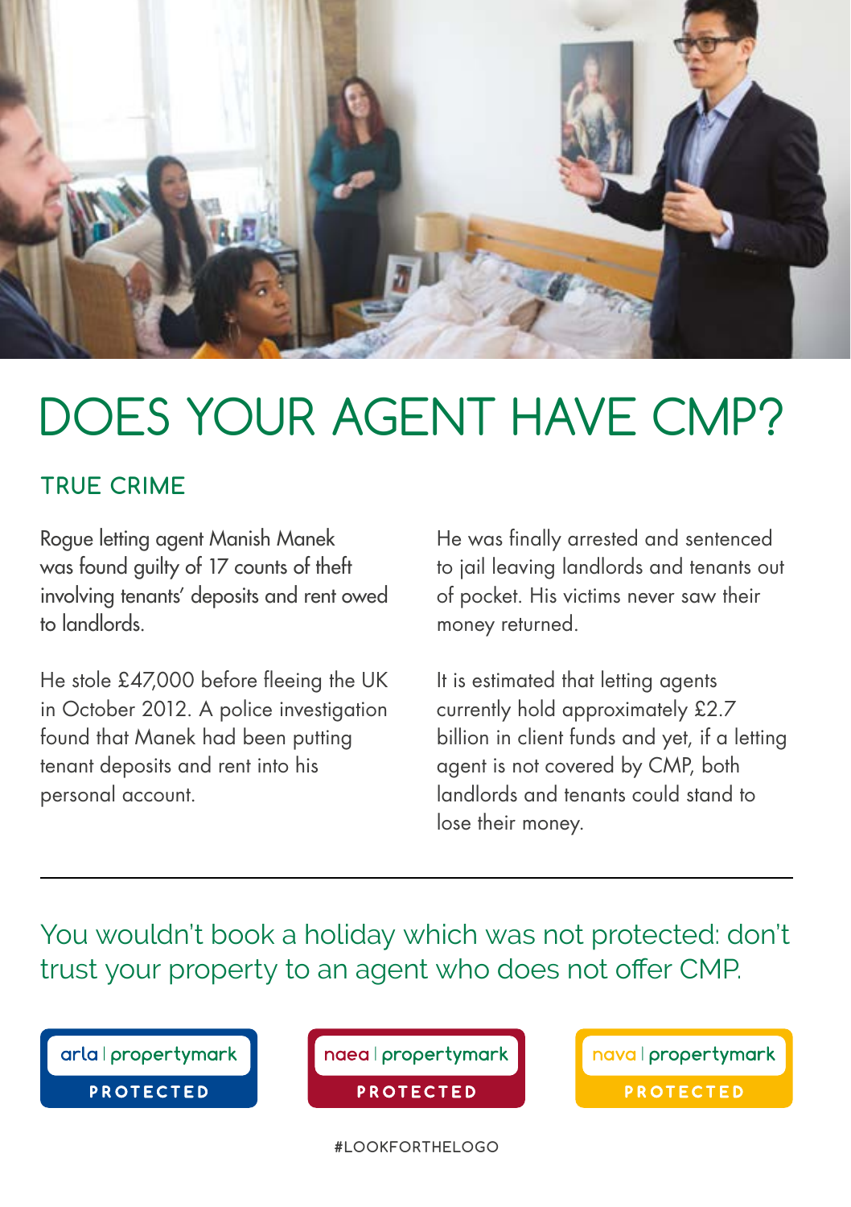# DOES YOUR AGENT HAVE CMP?

## TRUE CRIME

Rogue letting agent Manish Manek was found guilty of 17 counts of theft involving tenants' deposits and rent owed to landlords.

He stole £47,000 before fleeing the UK in October 2012. A police investigation found that Manek had been putting tenant deposits and rent into his personal account.

He was finally arrested and sentenced to jail leaving landlords and tenants out of pocket. His victims never saw their money returned.

It is estimated that letting agents currently hold approximately £2.7 billion in client funds and yet, if a letting agent is not covered by CMP, both landlords and tenants could stand to lose their money.

---

You wouldn't book a holiday which was not protected: don't trust your property to an agent who does not offer CMP.

arla | propertymark PROTECTED

naea | propertymark PROTECTED

nava | propertymark PROTECTED

#LOOKFORTHELOGO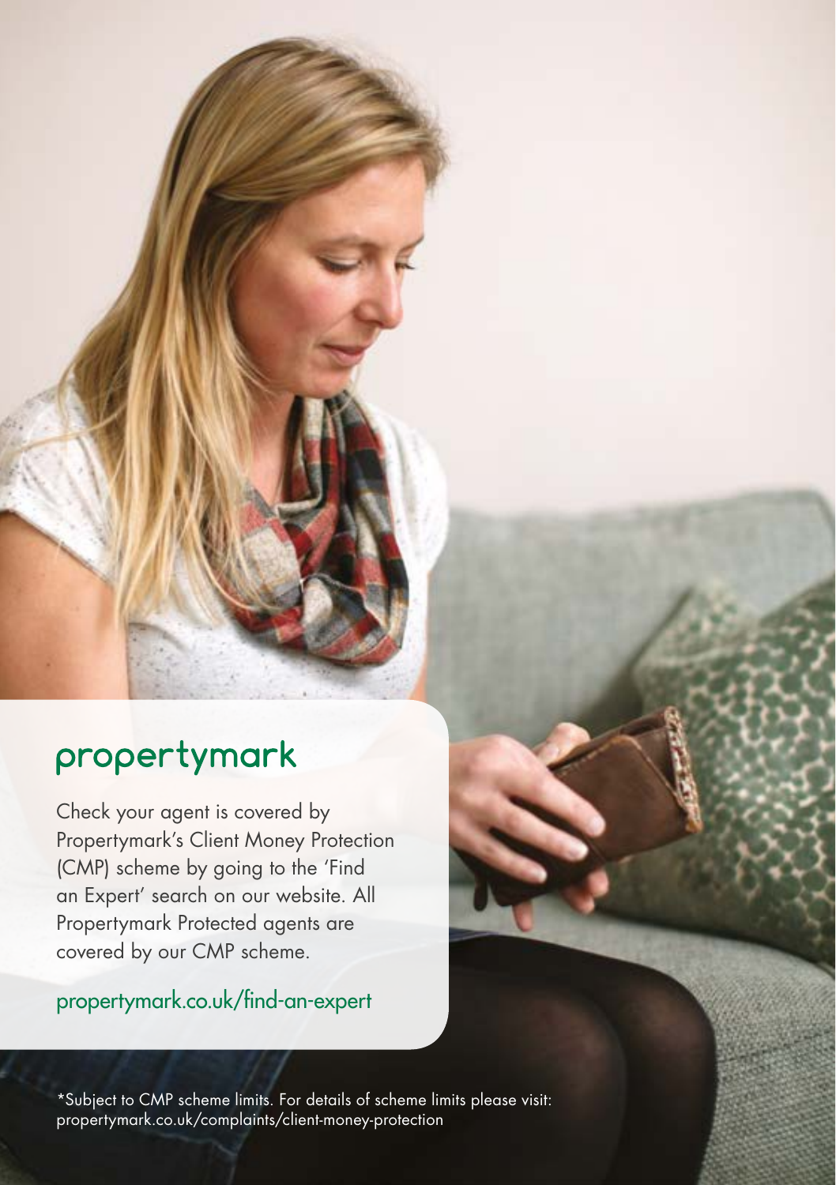## propertymark

Check your agent is covered by Propertymark's Client Money Protection (CMP) scheme by going to the 'Find an Expert' search on our website. All Propertymark Protected agents are covered by our CMP scheme.

propertymark.co.uk/find-an-expert

*Subject to CMP scheme limits. For details of scheme limits please visit: propertymark.co.uk/complaints/client-money-protection